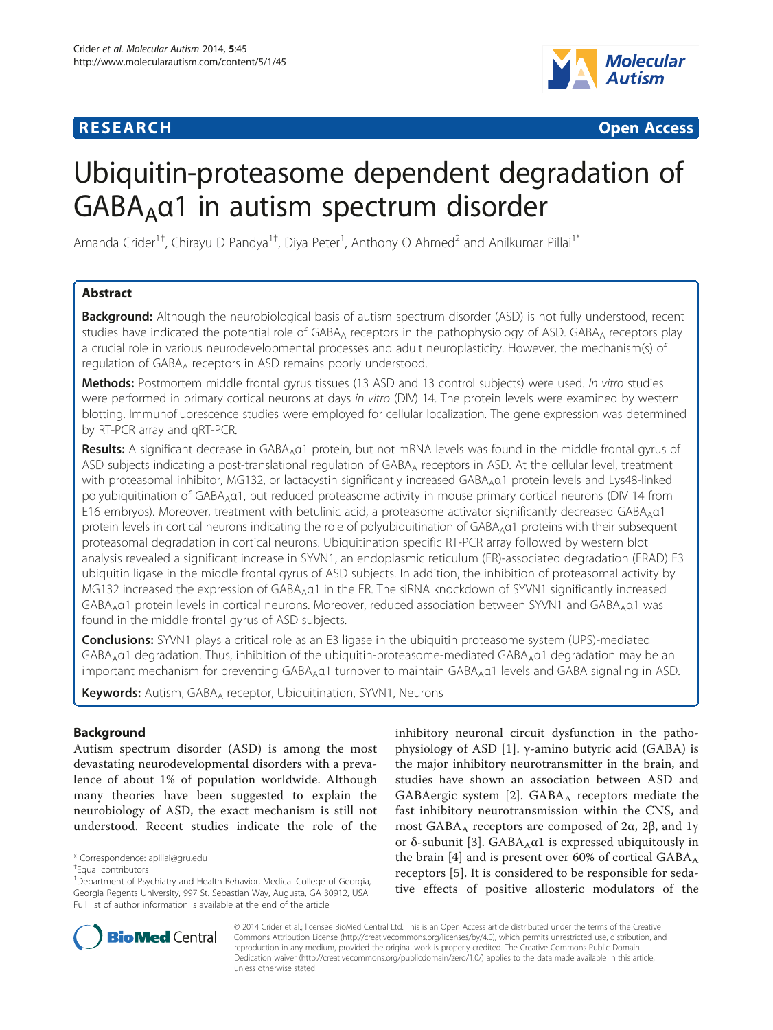**RESEARCH** **Open Access**

# Ubiquitin-proteasome dependent degradation of $GABA_A\alpha 1$ in autism spectrum disorder

Amanda Crider[1†], Chirayu D Pandya[1†], Diya Peter[1], Anthony O Ahmed[2] and Anilkumar Pillai[1*]

## Abstract

**Background:** Although the neurobiological basis of autism spectrum disorder (ASD) is not fully understood, recent studies have indicated the potential role of $GABA_A$ receptors in the pathophysiology of ASD. $GABA_A$ receptors play a crucial role in various neurodevelopmental processes and adult neuroplasticity. However, the mechanism(s) of regulation of $GABA_A$ receptors in ASD remains poorly understood.

**Methods:** Postmortem middle frontal gyrus tissues (13 ASD and 13 control subjects) were used. *In vitro* studies were performed in primary cortical neurons at days *in vitro* (DIV) 14. The protein levels were examined by western blotting. Immunofluorescence studies were employed for cellular localization. The gene expression was determined by RT-PCR array and qRT-PCR.

**Results:** A significant decrease in $GABA_A\alpha 1$ protein, but not mRNA levels was found in the middle frontal gyrus of ASD subjects indicating a post-translational regulation of $GABA_A$ receptors in ASD. At the cellular level, treatment with proteasomal inhibitor, MG132, or lactacystin significantly increased $GABA_A\alpha 1$ protein levels and Lys48-linked polyubiquitination of $GABA_A\alpha 1$, but reduced proteasome activity in mouse primary cortical neurons (DIV 14 from E16 embryos). Moreover, treatment with betulinic acid, a proteasome activator significantly decreased $GABA_A\alpha 1$ protein levels in cortical neurons indicating the role of polyubiquitination of $GABA_A\alpha 1$ proteins with their subsequent proteasomal degradation in cortical neurons. Ubiquitination specific RT-PCR array followed by western blot analysis revealed a significant increase in SYVN1, an endoplasmic reticulum (ER)-associated degradation (ERAD) E3 ubiquitin ligase in the middle frontal gyrus of ASD subjects. In addition, the inhibition of proteasomal activity by MG132 increased the expression of $GABA_A\alpha 1$ in the ER. The siRNA knockdown of SYVN1 significantly increased $GABA_A\alpha 1$ protein levels in cortical neurons. Moreover, reduced association between SYVN1 and $GABA_A\alpha 1$ was found in the middle frontal gyrus of ASD subjects.

**Conclusions:** SYVN1 plays a critical role as an E3 ligase in the ubiquitin proteasome system (UPS)-mediated $GABA_A\alpha 1$ degradation. Thus, inhibition of the ubiquitin-proteasome-mediated $GABA_A\alpha 1$ degradation may be an important mechanism for preventing $GABA_A\alpha 1$ turnover to maintain $GABA_A\alpha 1$ levels and GABA signaling in ASD.

**Keywords:** Autism, $GABA_A$ receptor, Ubiquitination, SYVN1, Neurons

## Background

Autism spectrum disorder (ASD) is among the most devastating neurodevelopmental disorders with a prevalence of about 1% of population worldwide. Although many theories have been suggested to explain the neurobiology of ASD, the exact mechanism is still not understood. Recent studies indicate the role of the inhibitory neuronal circuit dysfunction in the pathophysiology of ASD [1]. γ-amino butyric acid (GABA) is the major inhibitory neurotransmitter in the brain, and studies have shown an association between ASD and GABAergic system [2]. $GABA_A$ receptors mediate the fast inhibitory neurotransmission within the CNS, and most $GABA_A$ receptors are composed of 2α, 2β, and 1γ or δ-subunit [3]. $GABA_A\alpha 1$ is expressed ubiquitously in the brain [4] and is present over 60% of cortical $GABA_A$ receptors [5]. It is considered to be responsible for sedative effects of positive allosteric modulators of the

* Correspondence: apillai@gru.edu
† Equal contributors
[1] Department of Psychiatry and Health Behavior, Medical College of Georgia, Georgia Regents University, 997 St. Sebastian Way, Augusta, GA 30912, USA
Full list of author information is available at the end of the article

© 2014 Crider et al.; licensee BioMed Central Ltd. This is an Open Access article distributed under the terms of the Creative Commons Attribution License (http://creativecommons.org/licenses/by/4.0), which permits unrestricted use, distribution, and reproduction in any medium, provided the original work is properly credited. The Creative Commons Public Domain Dedication waiver (http://creativecommons.org/publicdomain/zero/1.0/) applies to the data made available in this article, unless otherwise stated.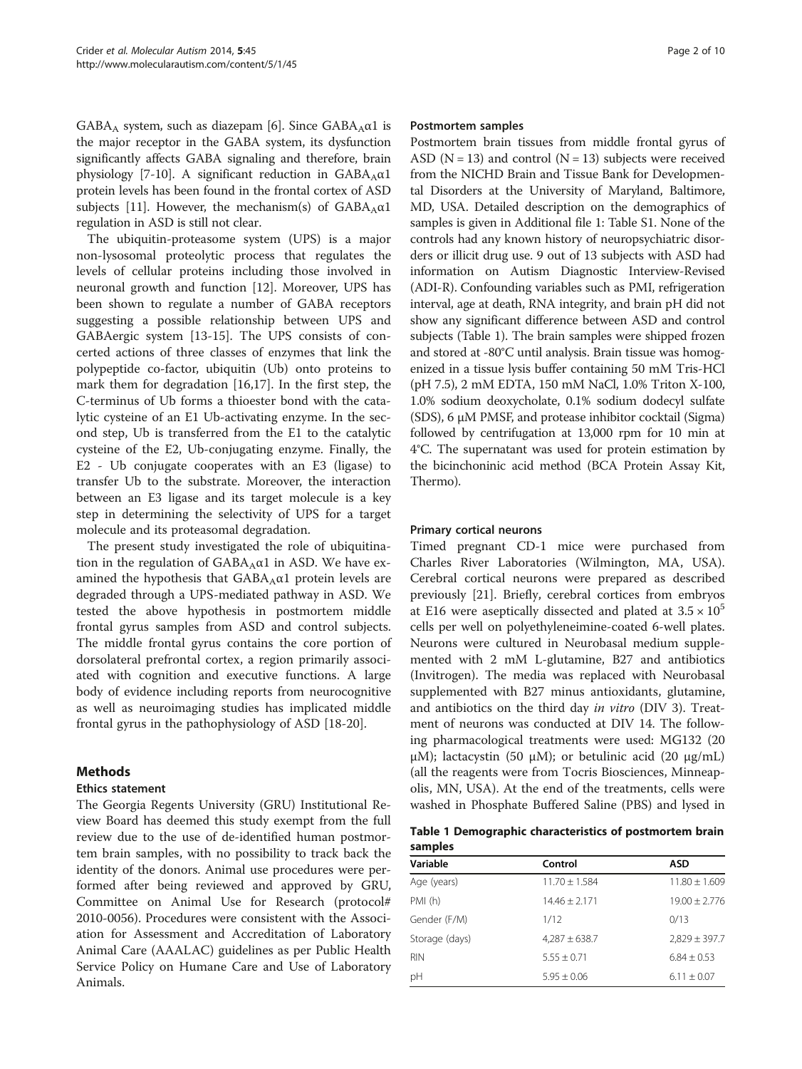$GABA_A$ system, such as diazepam [6]. Since $GABA_A\alpha1$ is the major receptor in the GABA system, its dysfunction significantly affects GABA signaling and therefore, brain physiology [7-10]. A significant reduction in $GABA_A\alpha1$ protein levels has been found in the frontal cortex of ASD subjects [11]. However, the mechanism(s) of $GABA_A\alpha1$ regulation in ASD is still not clear.

The ubiquitin-proteasome system (UPS) is a major non-lysosomal proteolytic process that regulates the levels of cellular proteins including those involved in neuronal growth and function [12]. Moreover, UPS has been shown to regulate a number of GABA receptors suggesting a possible relationship between UPS and GABAergic system [13-15]. The UPS consists of concerted actions of three classes of enzymes that link the polypeptide co-factor, ubiquitin (Ub) onto proteins to mark them for degradation [16,17]. In the first step, the C-terminus of Ub forms a thioester bond with the catalytic cysteine of an E1 Ub-activating enzyme. In the second step, Ub is transferred from the E1 to the catalytic cysteine of the E2, Ub-conjugating enzyme. Finally, the E2 - Ub conjugate cooperates with an E3 (ligase) to transfer Ub to the substrate. Moreover, the interaction between an E3 ligase and its target molecule is a key step in determining the selectivity of UPS for a target molecule and its proteasomal degradation.

The present study investigated the role of ubiquitination in the regulation of $GABA_A\alpha1$ in ASD. We have examined the hypothesis that $GABA_A\alpha1$ protein levels are degraded through a UPS-mediated pathway in ASD. We tested the above hypothesis in postmortem middle frontal gyrus samples from ASD and control subjects. The middle frontal gyrus contains the core portion of dorsolateral prefrontal cortex, a region primarily associated with cognition and executive functions. A large body of evidence including reports from neurocognitive as well as neuroimaging studies has implicated middle frontal gyrus in the pathophysiology of ASD [18-20].

## Methods

### Ethics statement

The Georgia Regents University (GRU) Institutional Review Board has deemed this study exempt from the full review due to the use of de-identified human postmortem brain samples, with no possibility to track back the identity of the donors. Animal use procedures were performed after being reviewed and approved by GRU, Committee on Animal Use for Research (protocol# 2010-0056). Procedures were consistent with the Association for Assessment and Accreditation of Laboratory Animal Care (AAALAC) guidelines as per Public Health Service Policy on Humane Care and Use of Laboratory Animals.

### Postmortem samples

Postmortem brain tissues from middle frontal gyrus of ASD (N = 13) and control (N = 13) subjects were received from the NICHD Brain and Tissue Bank for Developmental Disorders at the University of Maryland, Baltimore, MD, USA. Detailed description on the demographics of samples is given in Additional file 1: Table S1. None of the controls had any known history of neuropsychiatric disorders or illicit drug use. 9 out of 13 subjects with ASD had information on Autism Diagnostic Interview-Revised (ADI-R). Confounding variables such as PMI, refrigeration interval, age at death, RNA integrity, and brain pH did not show any significant difference between ASD and control subjects (Table 1). The brain samples were shipped frozen and stored at -80°C until analysis. Brain tissue was homogenized in a tissue lysis buffer containing 50 mM Tris-HCl (pH 7.5), 2 mM EDTA, 150 mM NaCl, 1.0% Triton X-100, 1.0% sodium deoxycholate, 0.1% sodium dodecyl sulfate (SDS), 6 μM PMSF, and protease inhibitor cocktail (Sigma) followed by centrifugation at 13,000 rpm for 10 min at 4°C. The supernatant was used for protein estimation by the bicinchoninic acid method (BCA Protein Assay Kit, Thermo).

### Primary cortical neurons

Timed pregnant CD-1 mice were purchased from Charles River Laboratories (Wilmington, MA, USA). Cerebral cortical neurons were prepared as described previously [21]. Briefly, cerebral cortices from embryos at E16 were aseptically dissected and plated at $3.5 \times 10^5$ cells per well on polyethyleneimine-coated 6-well plates. Neurons were cultured in Neurobasal medium supplemented with 2 mM L-glutamine, B27 and antibiotics (Invitrogen). The media was replaced with Neurobasal supplemented with B27 minus antioxidants, glutamine, and antibiotics on the third day *in vitro* (DIV 3). Treatment of neurons was conducted at DIV 14. The following pharmacological treatments were used: MG132 (20 μM); lactacystin (50 μM); or betulinic acid (20 μg/mL) (all the reagents were from Tocris Biosciences, Minneapolis, MN, USA). At the end of the treatments, cells were washed in Phosphate Buffered Saline (PBS) and lysed in

**Table 1 Demographic characteristics of postmortem brain samples**

| Variable | Control | ASD |
|---|---|---|
| Age (years) | 11.70 ± 1.584 | 11.80 ± 1.609 |
| PMI (h) | 14.46 ± 2.171 | 19.00 ± 2.776 |
| Gender (F/M) | 1/12 | 0/13 |
| Storage (days) | 4,287 ± 638.7 | 2,829 ± 397.7 |
| RIN | 5.55 ± 0.71 | 6.84 ± 0.53 |
| pH | 5.95 ± 0.06 | 6.11 ± 0.07 |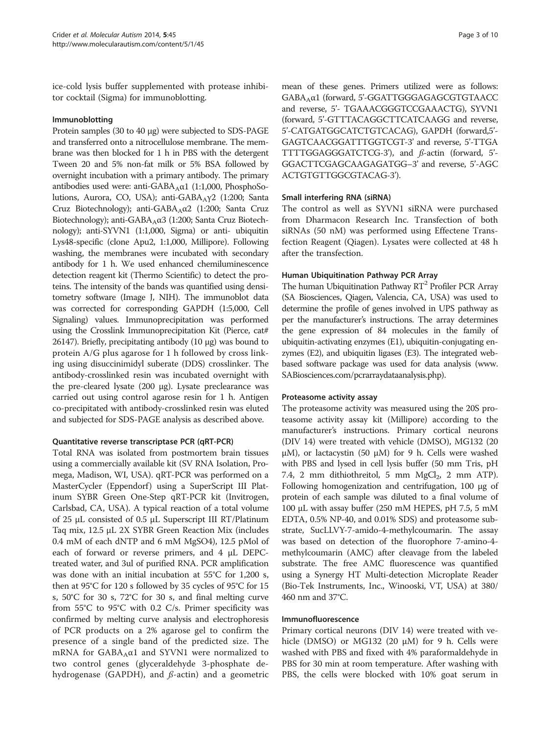ice-cold lysis buffer supplemented with protease inhibitor cocktail (Sigma) for immunoblotting.

#### Immunoblotting

Protein samples (30 to 40 μg) were subjected to SDS-PAGE and transferred onto a nitrocellulose membrane. The membrane was then blocked for 1 h in PBS with the detergent Tween 20 and 5% non-fat milk or 5% BSA followed by overnight incubation with a primary antibody. The primary antibodies used were: anti-$GABA_A\alpha1$ (1:1,000, PhosphoSolutions, Aurora, CO, USA); anti-$GABA_A\gamma2$ (1:200; Santa Cruz Biotechnology); anti-$GABA_A\alpha2$ (1:200; Santa Cruz Biotechnology); anti-$GABA_A\alpha3$ (1:200; Santa Cruz Biotechnology); anti-SYVN1 (1:1,000, Sigma) or anti- ubiquitin Lys48-specific (clone Apu2, 1:1,000, Millipore). Following washing, the membranes were incubated with secondary antibody for 1 h. We used enhanced chemiluminescence detection reagent kit (Thermo Scientific) to detect the proteins. The intensity of the bands was quantified using densitometry software (Image J, NIH). The immunoblot data was corrected for corresponding GAPDH (1:5,000, Cell Signaling) values. Immunoprecipitation was performed using the Crosslink Immunoprecipitation Kit (Pierce, cat# 26147). Briefly, precipitating antibody (10 μg) was bound to protein A/G plus agarose for 1 h followed by cross linking using disuccinimidyl suberate (DDS) crosslinker. The antibody-crosslinked resin was incubated overnight with the pre-cleared lysate (200 μg). Lysate preclearance was carried out using control agarose resin for 1 h. Antigen co-precipitated with antibody-crosslinked resin was eluted and subjected for SDS-PAGE analysis as described above.

#### Quantitative reverse transcriptase PCR (qRT-PCR)

Total RNA was isolated from postmortem brain tissues using a commercially available kit (SV RNA Isolation, Promega, Madison, WI, USA). qRT-PCR was performed on a MasterCycler (Eppendorf) using a SuperScript III Platinum SYBR Green One-Step qRT-PCR kit (Invitrogen, Carlsbad, CA, USA). A typical reaction of a total volume of 25 μL consisted of 0.5 μL Superscript III RT/Platinum Taq mix, 12.5 μL 2X SYBR Green Reaction Mix (includes 0.4 mM of each dNTP and 6 mM $MgSO_4$), 12.5 pMol of each of forward or reverse primers, and 4 μL DEPC-treated water, and 3ul of purified RNA. PCR amplification was done with an initial incubation at 55°C for 1,200 s, then at 95°C for 120 s followed by 35 cycles of 95°C for 15 s, 50°C for 30 s, 72°C for 30 s, and final melting curve from 55°C to 95°C with 0.2 C/s. Primer specificity was confirmed by melting curve analysis and electrophoresis of PCR products on a 2% agarose gel to confirm the presence of a single band of the predicted size. The mRNA for $GABA_A\alpha1$ and SYVN1 were normalized to two control genes (glyceraldehyde 3-phosphate dehydrogenase (GAPDH), and ß-actin) and a geometric mean of these genes. Primers utilized were as follows: $GABA_A\alpha1$ (forward, 5'-GGATTGGGAGAGCGTGTAACC and reverse, 5'- TGAAACGGGTCCGAAACTG), SYVN1 (forward, 5'-GTTTACAGGCTTCATCAAGG and reverse, 5'-CATGATGGCATCTGTCACAG), GAPDH (forward,5'-GAGTCAACGGATTTGGTCGT-3' and reverse, 5'-TTGATTTTGGAGGGATCTCG-3'), and ß-actin (forward, 5'-GGACTTCGAGCAAGAGATGG–3' and reverse, 5'-AGCACTGTGTTGGCGTACAG-3').

#### Small interfering RNA (siRNA)

The control as well as SYVN1 siRNA were purchased from Dharmacon Research Inc. Transfection of both siRNAs (50 nM) was performed using Effectene Transfection Reagent (Qiagen). Lysates were collected at 48 h after the transfection.

#### Human Ubiquitination Pathway PCR Array

The human Ubiquitination Pathway $RT^2$ Profiler PCR Array (SA Biosciences, Qiagen, Valencia, CA, USA) was used to determine the profile of genes involved in UPS pathway as per the manufacturer's instructions. The array determines the gene expression of 84 molecules in the family of ubiquitin-activating enzymes (E1), ubiquitin-conjugating enzymes (E2), and ubiquitin ligases (E3). The integrated web-based software package was used for data analysis (www.SABiosciences.com/pcrarraydataanalysis.php).

#### Proteasome activity assay

The proteasome activity was measured using the 20S proteasome activity assay kit (Millipore) according to the manufacturer's instructions. Primary cortical neurons (DIV 14) were treated with vehicle (DMSO), MG132 (20 μM), or lactacystin (50 μM) for 9 h. Cells were washed with PBS and lysed in cell lysis buffer (50 mm Tris, pH 7.4, 2 mm dithiothreitol, 5 mm $MgCl_2$, 2 mm ATP). Following homogenization and centrifugation, 100 μg of protein of each sample was diluted to a final volume of 100 μL with assay buffer (250 mM HEPES, pH 7.5, 5 mM EDTA, 0.5% NP-40, and 0.01% SDS) and proteasome substrate, SucLLVY-7-amido-4-methylcoumarin. The assay was based on detection of the fluorophore 7-amino-4-methylcoumarin (AMC) after cleavage from the labeled substrate. The free AMC fluorescence was quantified using a Synergy HT Multi-detection Microplate Reader (Bio-Tek Instruments, Inc., Winooski, VT, USA) at 380/460 nm and 37°C.

#### Immunofluorescence

Primary cortical neurons (DIV 14) were treated with vehicle (DMSO) or MG132 (20 μM) for 9 h. Cells were washed with PBS and fixed with 4% paraformaldehyde in PBS for 30 min at room temperature. After washing with PBS, the cells were blocked with 10% goat serum in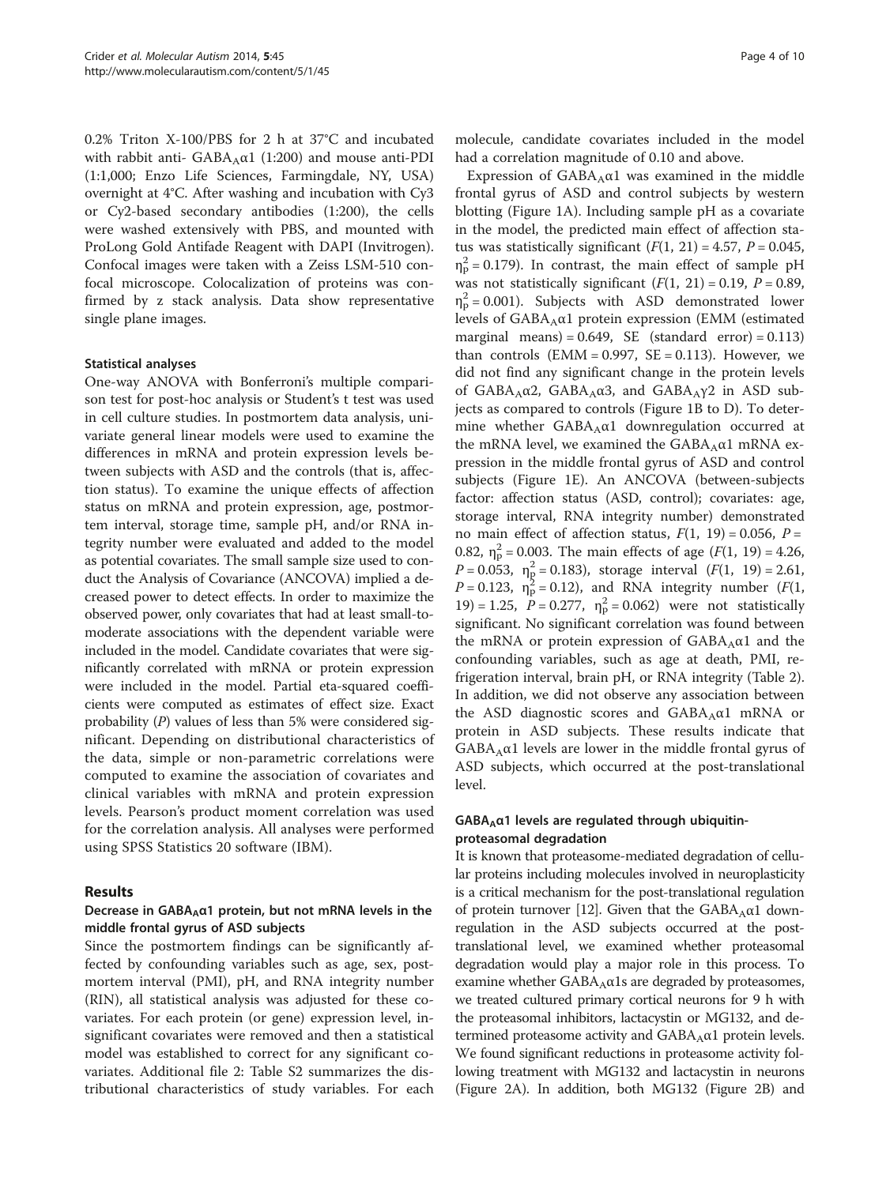0.2% Triton X-100/PBS for 2 h at 37°C and incubated with rabbit anti- $GABA_A\alpha1$ (1:200) and mouse anti-PDI (1:1,000; Enzo Life Sciences, Farmingdale, NY, USA) overnight at 4°C. After washing and incubation with Cy3 or Cy2-based secondary antibodies (1:200), the cells were washed extensively with PBS, and mounted with ProLong Gold Antifade Reagent with DAPI (Invitrogen). Confocal images were taken with a Zeiss LSM-510 confocal microscope. Colocalization of proteins was confirmed by z stack analysis. Data show representative single plane images.

#### Statistical analyses

One-way ANOVA with Bonferroni's multiple comparison test for post-hoc analysis or Student's t test was used in cell culture studies. In postmortem data analysis, univariate general linear models were used to examine the differences in mRNA and protein expression levels between subjects with ASD and the controls (that is, affection status). To examine the unique effects of affection status on mRNA and protein expression, age, postmortem interval, storage time, sample pH, and/or RNA integrity number were evaluated and added to the model as potential covariates. The small sample size used to conduct the Analysis of Covariance (ANCOVA) implied a decreased power to detect effects. In order to maximize the observed power, only covariates that had at least small-to-moderate associations with the dependent variable were included in the model. Candidate covariates that were significantly correlated with mRNA or protein expression were included in the model. Partial eta-squared coefficients were computed as estimates of effect size. Exact probability (*P*) values of less than 5% were considered significant. Depending on distributional characteristics of the data, simple or non-parametric correlations were computed to examine the association of covariates and clinical variables with mRNA and protein expression levels. Pearson's product moment correlation was used for the correlation analysis. All analyses were performed using SPSS Statistics 20 software (IBM).

## Results

### Decrease in $GABA_A\alpha1$ protein, but not mRNA levels in the middle frontal gyrus of ASD subjects

Since the postmortem findings can be significantly affected by confounding variables such as age, sex, postmortem interval (PMI), pH, and RNA integrity number (RIN), all statistical analysis was adjusted for these covariates. For each protein (or gene) expression level, insignificant covariates were removed and then a statistical model was established to correct for any significant covariates. Additional file 2: Table S2 summarizes the distributional characteristics of study variables. For each molecule, candidate covariates included in the model had a correlation magnitude of 0.10 and above.

Expression of $GABA_A\alpha1$ was examined in the middle frontal gyrus of ASD and control subjects by western blotting (Figure 1A). Including sample pH as a covariate in the model, the predicted main effect of affection status was statistically significant ($F(1,\ 21) = 4.57$, $P = 0.045$, $\eta_p^2 = 0.179$). In contrast, the main effect of sample pH was not statistically significant ($F(1,\ 21) = 0.19$, $P = 0.89$, $\eta_p^2 = 0.001$). Subjects with ASD demonstrated lower levels of $GABA_A\alpha1$ protein expression (EMM (estimated marginal means) = 0.649, SE (standard error) = 0.113) than controls (EMM = 0.997, SE = 0.113). However, we did not find any significant change in the protein levels of $GABA_A\alpha2$, $GABA_A\alpha3$, and $GABA_A\gamma2$ in ASD subjects as compared to controls (Figure 1B to D). To determine whether $GABA_A\alpha1$ downregulation occurred at the mRNA level, we examined the $GABA_A\alpha1$ mRNA expression in the middle frontal gyrus of ASD and control subjects (Figure 1E). An ANCOVA (between-subjects factor: affection status (ASD, control); covariates: age, storage interval, RNA integrity number) demonstrated no main effect of affection status, $F(1,\ 19) = 0.056$, $P = 0.82$, $\eta_p^2 = 0.003$. The main effects of age ($F(1,\ 19) = 4.26$, $P = 0.053$, $\eta_p^2 = 0.183$), storage interval ($F(1,\ 19) = 2.61$, $P = 0.123$, $\eta_p^2 = 0.12$), and RNA integrity number ($F(1,\ 19) = 1.25$, $P = 0.277$, $\eta_p^2 = 0.062$) were not statistically significant. No significant correlation was found between the mRNA or protein expression of $GABA_A\alpha1$ and the confounding variables, such as age at death, PMI, refrigeration interval, brain pH, or RNA integrity (Table 2). In addition, we did not observe any association between the ASD diagnostic scores and $GABA_A\alpha1$ mRNA or protein in ASD subjects. These results indicate that $GABA_A\alpha1$ levels are lower in the middle frontal gyrus of ASD subjects, which occurred at the post-translational level.

### $GABA_A\alpha1$ levels are regulated through ubiquitin-proteasomal degradation

It is known that proteasome-mediated degradation of cellular proteins including molecules involved in neuroplasticity is a critical mechanism for the post-translational regulation of protein turnover [12]. Given that the $GABA_A\alpha1$ downregulation in the ASD subjects occurred at the post-translational level, we examined whether proteasomal degradation would play a major role in this process. To examine whether $GABA_A\alpha1$s are degraded by proteasomes, we treated cultured primary cortical neurons for 9 h with the proteasomal inhibitors, lactacystin or MG132, and determined proteasome activity and $GABA_A\alpha1$ protein levels. We found significant reductions in proteasome activity following treatment with MG132 and lactacystin in neurons (Figure 2A). In addition, both MG132 (Figure 2B) and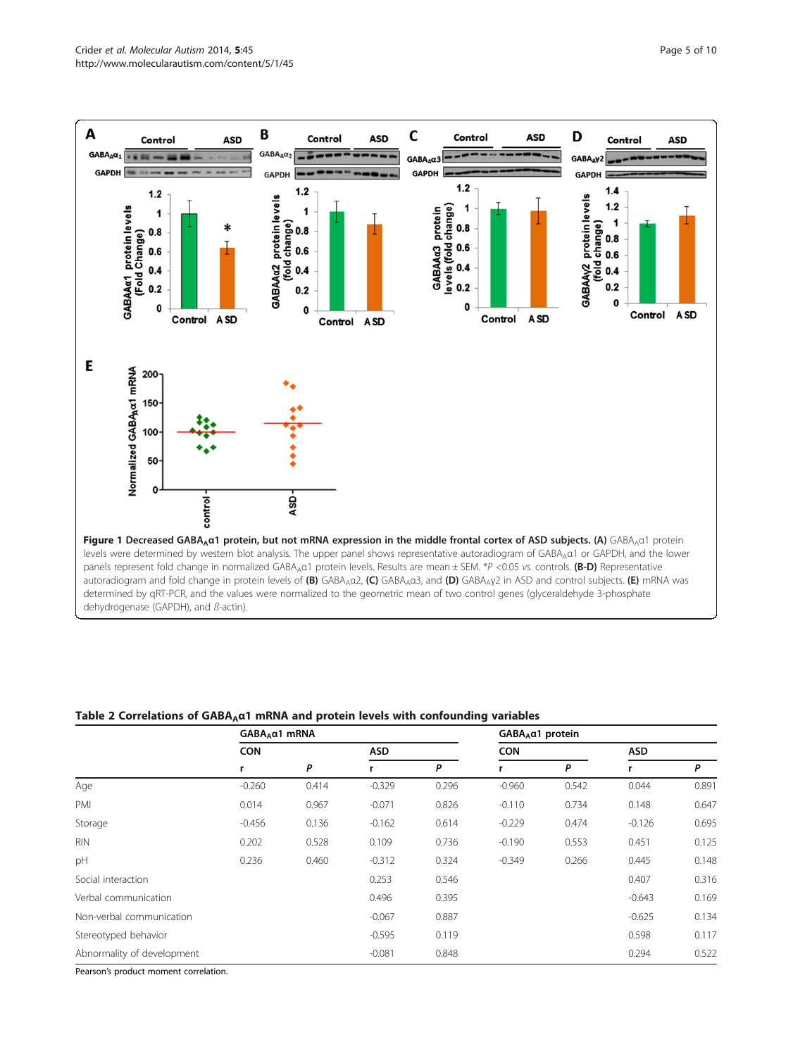A

Control ASD

$GABA_A\alpha_1$

GAPDH

GABAAα1 protein levels (Fold Change)

1.2
1
0.8
0.6
0.4
0.2
0

*

Control ASD

B

Control ASD

$GABA_A\alpha_2$

GAPDH

GABAAα2 protein levels (fold change)

1.2
1
0.8
0.6
0.4
0.2
0

Control ASD

C

Control ASD

$GABA_A\alpha3$

GAPDH

GABAAα3 protein levels (fold change)

1.2
1
0.8
0.6
0.4
0.2
0

Control ASD

D

Control ASD

$GABA_A\gamma2$

GAPDH

GABAAγ2 protein levels (fold change)

1.4
1.2
1
0.8
0.6
0.4
0.2
0

Control ASD

E

Normalized $GABA_A\alpha1$ mRNA

200
150
100
50
0

control

ASD

**Figure 1 Decreased $GABA_A\alpha1$ protein, but not mRNA expression in the middle frontal cortex of ASD subjects. (A)** $GABA_A\alpha1$ protein levels were determined by western blot analysis. The upper panel shows representative autoradiogram of $GABA_A\alpha1$ or GAPDH, and the lower panels represent fold change in normalized $GABA_A\alpha1$ protein levels. Results are mean ± SEM. \**P* <0.05 *vs.* controls. **(B-D)** Representative autoradiogram and fold change in protein levels of **(B)** $GABA_A\alpha2$, **(C)** $GABA_A\alpha3$, and **(D)** $GABA_A\gamma2$ in ASD and control subjects. **(E)** mRNA was determined by qRT-PCR, and the values were normalized to the geometric mean of two control genes (glyceraldehyde 3-phosphate dehydrogenase (GAPDH), and *ß*-actin).

**Table 2 Correlations of $GABA_A\alpha1$ mRNA and protein levels with confounding variables**

| | $GABA_A\alpha1$ mRNA | | | | $GABA_A\alpha1$ protein | | | |
|---|---|---|---|---|---|---|---|---|
| | CON | | ASD | | CON | | ASD | |
| | r | *P* | r | *P* | r | *P* | r | *P* |
| Age | -0.260 | 0.414 | -0.329 | 0.296 | -0.960 | 0.542 | 0.044 | 0.891 |
| PMI | 0.014 | 0.967 | -0.071 | 0.826 | -0.110 | 0.734 | 0.148 | 0.647 |
| Storage | -0.456 | 0.136 | -0.162 | 0.614 | -0.229 | 0.474 | -0.126 | 0.695 |
| RIN | 0.202 | 0.528 | 0.109 | 0.736 | -0.190 | 0.553 | 0.451 | 0.125 |
| pH | 0.236 | 0.460 | -0.312 | 0.324 | -0.349 | 0.266 | 0.445 | 0.148 |
| Social interaction | | | 0.253 | 0.546 | | | 0.407 | 0.316 |
| Verbal communication | | | 0.496 | 0.395 | | | -0.643 | 0.169 |
| Non-verbal communication | | | -0.067 | 0.887 | | | -0.625 | 0.134 |
| Stereotyped behavior | | | -0.595 | 0.119 | | | 0.598 | 0.117 |
| Abnormality of development | | | -0.081 | 0.848 | | | 0.294 | 0.522 |

Pearson's product moment correlation.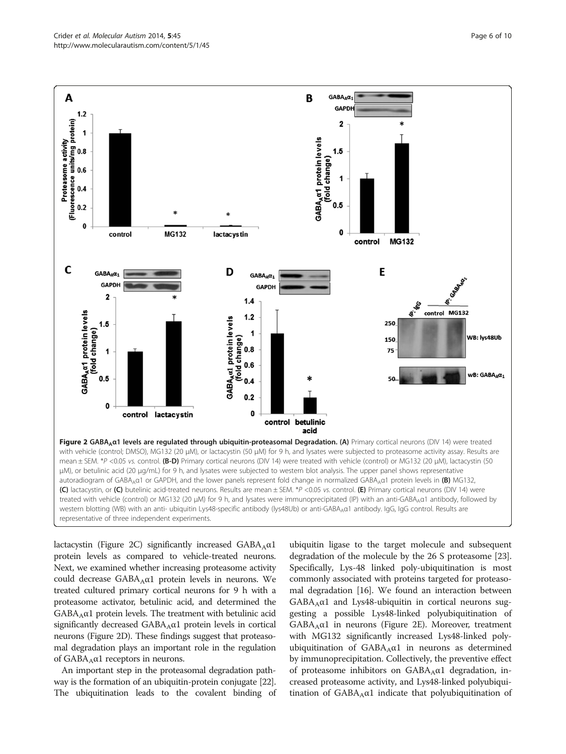A

Proteasome activity (Fluorescence units/mg protein)

1.2
1
0.8
0.6
0.4
0.2
0

control MG132 lactacystin

B

GABA$_A$α$_1$
GAPDH

GABA$_A$α1 protein levels (fold change)

2
1.5
1
0.5
0

control MG132

C

GABA$_A$α$_1$
GAPDH

GABA$_A$α1 protein levels (fold change)

2
1.5
1
0.5
0

control lactacystin

D

GABA$_A$α$_1$
GAPDH

GABA$_A$α1 protein levels (fold change)

1.4
1.2
1
0.8
0.6
0.4
0.2
0

control betulinic acid

E

IP: IgG IP: GABA$_A$α$_1$
control MG132

250
150
75

WB: lys48Ub

50

WB: GABA$_A$α$_1$

**Figure 2 GABA$_A$α1 levels are regulated through ubiquitin-proteasomal Degradation.** **(A)** Primary cortical neurons (DIV 14) were treated with vehicle (control; DMSO), MG132 (20 μM), or lactacystin (50 μM) for 9 h, and lysates were subjected to proteasome activity assay. Results are mean ± SEM. \*$P$ <0.05 *vs.* control. **(B-D)** Primary cortical neurons (DIV 14) were treated with vehicle (control) or MG132 (20 μM), lactacystin (50 μM), or betulinic acid (20 μg/mL) for 9 h, and lysates were subjected to western blot analysis. The upper panel shows representative autoradiogram of GABA$_A$α1 or GAPDH, and the lower panels represent fold change in normalized GABA$_A$α1 protein levels in **(B)** MG132, **(C)** lactacystin, or **(C)** butelinic acid-treated neurons. Results are mean ± SEM. \*$P$ <0.05 *vs.* control. **(E)** Primary cortical neurons (DIV 14) were treated with vehicle (control) or MG132 (20 μM) for 9 h, and lysates were immunoprecipitated (IP) with an anti-GABA$_A$α1 antibody, followed by western blotting (WB) with an anti- ubiquitin Lys48-specific antibody (lys48Ub) or anti-GABA$_A$α1 antibody. IgG, IgG control. Results are representative of three independent experiments.

lactacystin (Figure 2C) significantly increased GABA$_A$α1 protein levels as compared to vehicle-treated neurons. Next, we examined whether increasing proteasome activity could decrease GABA$_A$α1 protein levels in neurons. We treated cultured primary cortical neurons for 9 h with a proteasome activator, betulinic acid, and determined the GABA$_A$α1 protein levels. The treatment with betulinic acid significantly decreased GABA$_A$α1 protein levels in cortical neurons (Figure 2D). These findings suggest that proteasomal degradation plays an important role in the regulation of GABA$_A$α1 receptors in neurons.

An important step in the proteasomal degradation pathway is the formation of an ubiquitin-protein conjugate [22]. The ubiquitination leads to the covalent binding of ubiquitin ligase to the target molecule and subsequent degradation of the molecule by the 26 S proteasome [23]. Specifically, Lys-48 linked poly-ubiquitination is most commonly associated with proteins targeted for proteasomal degradation [16]. We found an interaction between GABA$_A$α1 and Lys48-ubiquitin in cortical neurons suggesting a possible Lys48-linked polyubiquitination of GABA$_A$α1 in neurons (Figure 2E). Moreover, treatment with MG132 significantly increased Lys48-linked polyubiquitination of GABA$_A$α1 in neurons as determined by immunoprecipitation. Collectively, the preventive effect of proteasome inhibitors on GABA$_A$α1 degradation, increased proteasome activity, and Lys48-linked polyubiquitination of GABA$_A$α1 indicate that polyubiquitination of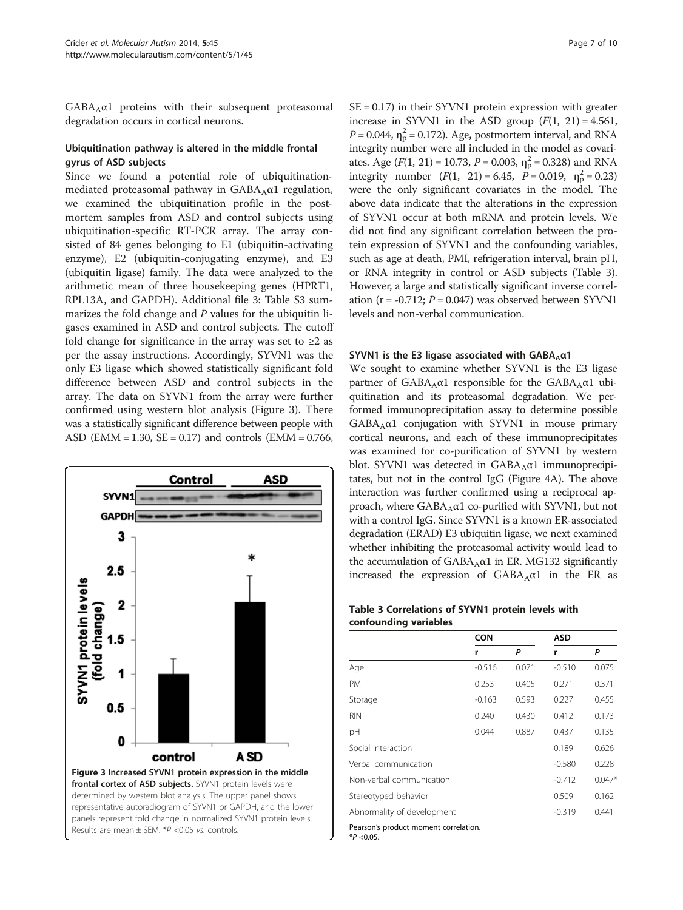$GABA_A\alpha1$ proteins with their subsequent proteasomal degradation occurs in cortical neurons.

### Ubiquitination pathway is altered in the middle frontal gyrus of ASD subjects

Since we found a potential role of ubiquitination-mediated proteasomal pathway in $GABA_A\alpha1$ regulation, we examined the ubiquitination profile in the postmortem samples from ASD and control subjects using ubiquitination-specific RT-PCR array. The array consisted of 84 genes belonging to E1 (ubiquitin-activating enzyme), E2 (ubiquitin-conjugating enzyme), and E3 (ubiquitin ligase) family. The data were analyzed to the arithmetic mean of three housekeeping genes (HPRT1, RPL13A, and GAPDH). Additional file 3: Table S3 summarizes the fold change and *P* values for the ubiquitin ligases examined in ASD and control subjects. The cutoff fold change for significance in the array was set to ≥2 as per the assay instructions. Accordingly, SYVN1 was the only E3 ligase which showed statistically significant fold difference between ASD and control subjects in the array. The data on SYVN1 from the array were further confirmed using western blot analysis (Figure 3). There was a statistically significant difference between people with ASD (EMM = 1.30, SE = 0.17) and controls (EMM = 0.766, SE = 0.17) in their SYVN1 protein expression with greater increase in SYVN1 in the ASD group ($F(1, 21) = 4.561$, $P = 0.044$, $\eta_p^2 = 0.172$). Age, postmortem interval, and RNA integrity number were all included in the model as covariates. Age ($F(1, 21) = 10.73$, $P = 0.003$, $\eta_p^2 = 0.328$) and RNA integrity number ($F(1, 21) = 6.45$, $P = 0.019$, $\eta_p^2 = 0.23$) were the only significant covariates in the model. The above data indicate that the alterations in the expression of SYVN1 occur at both mRNA and protein levels. We did not find any significant correlation between the protein expression of SYVN1 and the confounding variables, such as age at death, PMI, refrigeration interval, brain pH, or RNA integrity in control or ASD subjects (Table 3). However, a large and statistically significant inverse correlation ($r = -0.712$; $P = 0.047$) was observed between SYVN1 levels and non-verbal communication.

Control
ASD
SYVN1
GAPDH
SYVN1 protein levels (fold change)
3
2.5
2
1.5
1
0.5
0
*
control
ASD

**Figure 3 Increased SYVN1 protein expression in the middle frontal cortex of ASD subjects.** SYVN1 protein levels were determined by western blot analysis. The upper panel shows representative autoradiogram of SYVN1 or GAPDH, and the lower panels represent fold change in normalized SYVN1 protein levels. Results are mean ± SEM. *P <0.05 *vs.* controls.

### SYVN1 is the E3 ligase associated with $GABA_A\alpha1$

We sought to examine whether SYVN1 is the E3 ligase partner of $GABA_A\alpha1$ responsible for the $GABA_A\alpha1$ ubiquitination and its proteasomal degradation. We performed immunoprecipitation assay to determine possible $GABA_A\alpha1$ conjugation with SYVN1 in mouse primary cortical neurons, and each of these immunoprecipitates was examined for co-purification of SYVN1 by western blot. SYVN1 was detected in $GABA_A\alpha1$ immunoprecipitates, but not in the control IgG (Figure 4A). The above interaction was further confirmed using a reciprocal approach, where $GABA_A\alpha1$ co-purified with SYVN1, but not with a control IgG. Since SYVN1 is a known ER-associated degradation (ERAD) E3 ubiquitin ligase, we next examined whether inhibiting the proteasomal activity would lead to the accumulation of $GABA_A\alpha1$ in ER. MG132 significantly increased the expression of $GABA_A\alpha1$ in the ER as

**Table 3 Correlations of SYVN1 protein levels with confounding variables**

| | CON | | ASD | |
|---|---|---|---|---|
| | r | P | r | P |
| Age | -0.516 | 0.071 | -0.510 | 0.075 |
| PMI | 0.253 | 0.405 | 0.271 | 0.371 |
| Storage | -0.163 | 0.593 | 0.227 | 0.455 |
| RIN | 0.240 | 0.430 | 0.412 | 0.173 |
| pH | 0.044 | 0.887 | 0.437 | 0.135 |
| Social interaction | | | 0.189 | 0.626 |
| Verbal communication | | | -0.580 | 0.228 |
| Non-verbal communication | | | -0.712 | 0.047* |
| Stereotyped behavior | | | 0.509 | 0.162 |
| Abnormality of development | | | -0.319 | 0.441 |

Pearson's product moment correlation.
*P <0.05.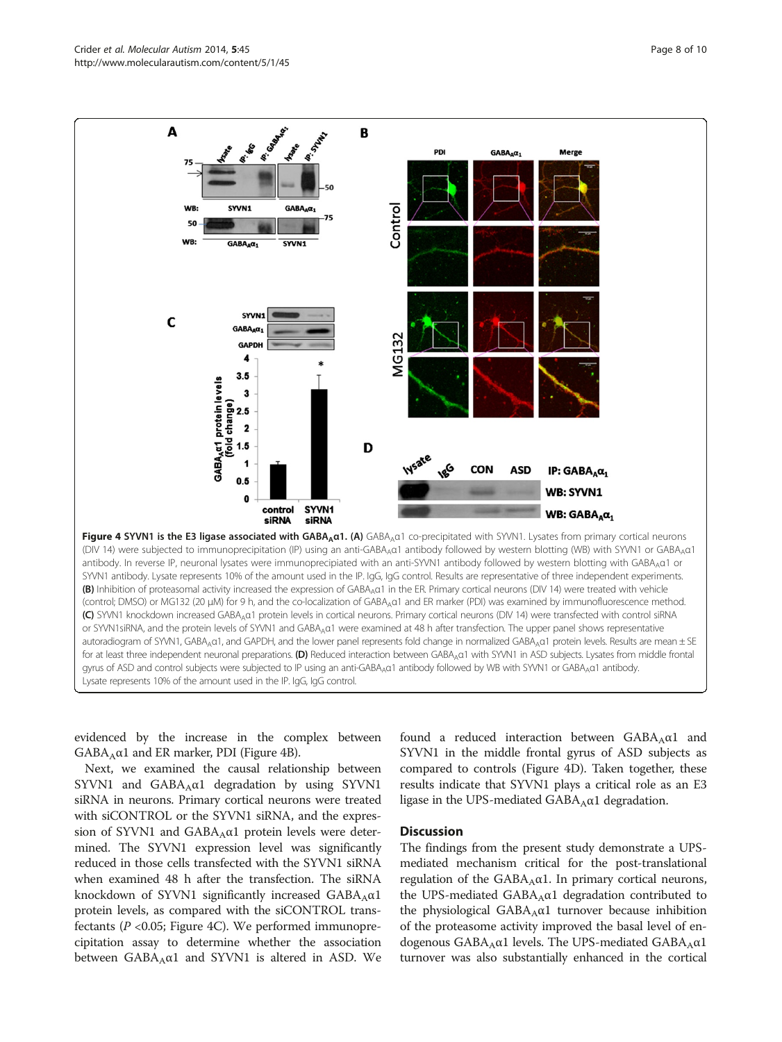A

75

WB: SYVN1 GABA$_A\alpha_1$

50

WB: GABA$_A\alpha_1$ SYVN1

lysate, IP: IgG, IP: GABA$_A\alpha_1$, lysate, IP: SYVN1

B

PDI GABA$_A\alpha_1$ Merge

Control

MG132

C

SYVN1

GABA$_A\alpha_1$

GAPDH

GABA$_A\alpha$1 protein levels (fold change)

0 0.5 1 1.5 2 2.5 3 3.5 4

*

control siRNA SYVN1 siRNA

D

lysate IgG CON ASD IP: GABA$_A\alpha_1$

WB: SYVN1

WB: GABA$_A\alpha_1$

**Figure 4 SYVN1 is the E3 ligase associated with GABA$_A\alpha$1. (A)** GABA$_A\alpha$1 co-precipitated with SYVN1. Lysates from primary cortical neurons (DIV 14) were subjected to immunoprecipitation (IP) using an anti-GABA$_A\alpha$1 antibody followed by western blotting (WB) with SYVN1 or GABA$_A\alpha$1 antibody. In reverse IP, neuronal lysates were immunoprecipitated with an anti-SYVN1 antibody followed by western blotting with GABA$_A\alpha$1 or SYVN1 antibody. Lysate represents 10% of the amount used in the IP. IgG, IgG control. Results are representative of three independent experiments. **(B)** Inhibition of proteasomal activity increased the expression of GABA$_A\alpha$1 in the ER. Primary cortical neurons (DIV 14) were treated with vehicle (control; DMSO) or MG132 (20 μM) for 9 h, and the co-localization of GABA$_A\alpha$1 and ER marker (PDI) was examined by immunofluorescence method. **(C)** SYVN1 knockdown increased GABA$_A\alpha$1 protein levels in cortical neurons. Primary cortical neurons (DIV 14) were transfected with control siRNA or SYVN1siRNA, and the protein levels of SYVN1 and GABA$_A\alpha$1 were examined at 48 h after transfection. The upper panel shows representative autoradiogram of SYVN1, GABA$_A\alpha$1, and GAPDH, and the lower panel represents fold change in normalized GABA$_A\alpha$1 protein levels. Results are mean ± SE for at least three independent neuronal preparations. **(D)** Reduced interaction between GABA$_A\alpha$1 with SYVN1 in ASD subjects. Lysates from middle frontal gyrus of ASD and control subjects were subjected to IP using an anti-GABA$_A\alpha$1 antibody followed by WB with SYVN1 or GABA$_A\alpha$1 antibody. Lysate represents 10% of the amount used in the IP. IgG, IgG control.

evidenced by the increase in the complex between GABA$_A\alpha$1 and ER marker, PDI (Figure 4B).

Next, we examined the causal relationship between SYVN1 and GABA$_A\alpha$1 degradation by using SYVN1 siRNA in neurons. Primary cortical neurons were treated with siCONTROL or the SYVN1 siRNA, and the expression of SYVN1 and GABA$_A\alpha$1 protein levels were determined. The SYVN1 expression level was significantly reduced in those cells transfected with the SYVN1 siRNA when examined 48 h after the transfection. The siRNA knockdown of SYVN1 significantly increased GABA$_A\alpha$1 protein levels, as compared with the siCONTROL transfectants ($P$ <0.05; Figure 4C). We performed immunoprecipitation assay to determine whether the association between GABA$_A\alpha$1 and SYVN1 is altered in ASD. We found a reduced interaction between GABA$_A\alpha$1 and SYVN1 in the middle frontal gyrus of ASD subjects as compared to controls (Figure 4D). Taken together, these results indicate that SYVN1 plays a critical role as an E3 ligase in the UPS-mediated GABA$_A\alpha$1 degradation.

## Discussion

The findings from the present study demonstrate a UPS-mediated mechanism critical for the post-translational regulation of the GABA$_A\alpha$1. In primary cortical neurons, the UPS-mediated GABA$_A\alpha$1 degradation contributed to the physiological GABA$_A\alpha$1 turnover because inhibition of the proteasome activity improved the basal level of endogenous GABA$_A\alpha$1 levels. The UPS-mediated GABA$_A\alpha$1 turnover was also substantially enhanced in the cortical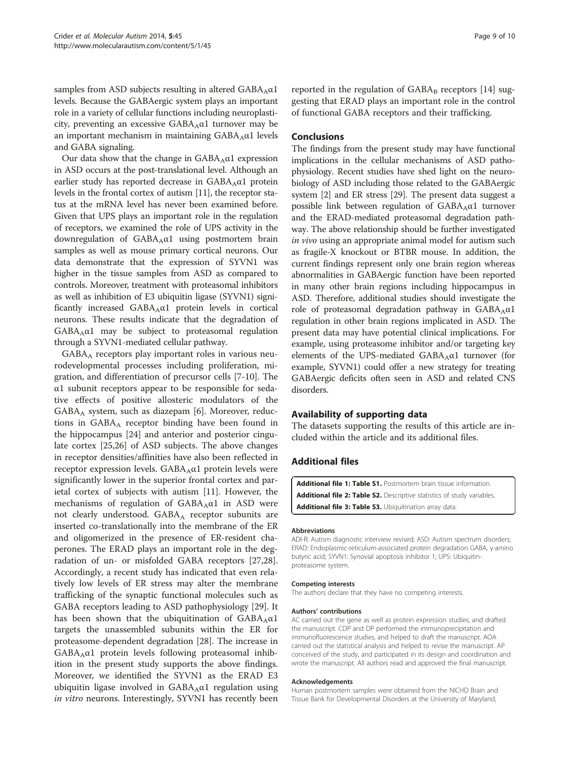samples from ASD subjects resulting in altered $GABA_A\alpha1$ levels. Because the GABAergic system plays an important role in a variety of cellular functions including neuroplasticity, preventing an excessive $GABA_A\alpha1$ turnover may be an important mechanism in maintaining $GABA_A\alpha1$ levels and GABA signaling.

Our data show that the change in $GABA_A\alpha1$ expression in ASD occurs at the post-translational level. Although an earlier study has reported decrease in $GABA_A\alpha1$ protein levels in the frontal cortex of autism [11], the receptor status at the mRNA level has never been examined before. Given that UPS plays an important role in the regulation of receptors, we examined the role of UPS activity in the downregulation of $GABA_A\alpha1$ using postmortem brain samples as well as mouse primary cortical neurons. Our data demonstrate that the expression of SYVN1 was higher in the tissue samples from ASD as compared to controls. Moreover, treatment with proteasomal inhibitors as well as inhibition of E3 ubiquitin ligase (SYVN1) significantly increased $GABA_A\alpha1$ protein levels in cortical neurons. These results indicate that the degradation of $GABA_A\alpha1$ may be subject to proteasomal regulation through a SYVN1-mediated cellular pathway.

$GABA_A$ receptors play important roles in various neurodevelopmental processes including proliferation, migration, and differentiation of precursor cells [7-10]. The α1 subunit receptors appear to be responsible for sedative effects of positive allosteric modulators of the $GABA_A$ system, such as diazepam [6]. Moreover, reductions in $GABA_A$ receptor binding have been found in the hippocampus [24] and anterior and posterior cingulate cortex [25,26] of ASD subjects. The above changes in receptor densities/affinities have also been reflected in receptor expression levels. $GABA_A\alpha1$ protein levels were significantly lower in the superior frontal cortex and parietal cortex of subjects with autism [11]. However, the mechanisms of regulation of $GABA_A\alpha1$ in ASD were not clearly understood. $GABA_A$ receptor subunits are inserted co-translationally into the membrane of the ER and oligomerized in the presence of ER-resident chaperones. The ERAD plays an important role in the degradation of un- or misfolded GABA receptors [27,28]. Accordingly, a recent study has indicated that even relatively low levels of ER stress may alter the membrane trafficking of the synaptic functional molecules such as GABA receptors leading to ASD pathophysiology [29]. It has been shown that the ubiquitination of $GABA_A\alpha1$ targets the unassembled subunits within the ER for proteasome-dependent degradation [28]. The increase in $GABA_A\alpha1$ protein levels following proteasomal inhibition in the present study supports the above findings. Moreover, we identified the SYVN1 as the ERAD E3 ubiquitin ligase involved in $GABA_A\alpha1$ regulation using *in vitro* neurons. Interestingly, SYVN1 has recently been reported in the regulation of $GABA_B$ receptors [14] suggesting that ERAD plays an important role in the control of functional GABA receptors and their trafficking.

## Conclusions

The findings from the present study may have functional implications in the cellular mechanisms of ASD pathophysiology. Recent studies have shed light on the neurobiology of ASD including those related to the GABAergic system [2] and ER stress [29]. The present data suggest a possible link between regulation of $GABA_A\alpha1$ turnover and the ERAD-mediated proteasomal degradation pathway. The above relationship should be further investigated *in vivo* using an appropriate animal model for autism such as fragile-X knockout or BTBR mouse. In addition, the current findings represent only one brain region whereas abnormalities in GABAergic function have been reported in many other brain regions including hippocampus in ASD. Therefore, additional studies should investigate the role of proteasomal degradation pathway in $GABA_A\alpha1$ regulation in other brain regions implicated in ASD. The present data may have potential clinical implications. For example, using proteasome inhibitor and/or targeting key elements of the UPS-mediated $GABA_A\alpha1$ turnover (for example, SYVN1) could offer a new strategy for treating GABAergic deficits often seen in ASD and related CNS disorders.

## Availability of supporting data

The datasets supporting the results of this article are included within the article and its additional files.

## Additional files

**Additional file 1: Table S1.** Postmortem brain tissue information.
**Additional file 2: Table S2.** Descriptive statistics of study variables.
**Additional file 3: Table S3.** Ubiquitination array data.

#### Abbreviations

ADI-R: Autism diagnostic interview revised; ASD: Autism spectrum disorders; ERAD: Endoplasmic-reticulum-associated protein degradation GABA, γ-amino butyric acid; SYVN1: Synovial apoptosis inhibitor 1; UPS: Ubiquitin-proteasome system.

#### Competing interests

The authors declare that they have no competing interests.

#### Authors' contributions

AC carried out the gene as well as protein expression studies, and drafted the manuscript. CDP and DP performed the immunoprecipitation and immunofluorescence studies, and helped to draft the manuscript. AOA carried out the statistical analysis and helped to revise the manuscript. AP conceived of the study, and participated in its design and coordination and wrote the manuscript. All authors read and approved the final manuscript.

#### Acknowledgements

Human postmortem samples were obtained from the NICHD Brain and Tissue Bank for Developmental Disorders at the University of Maryland,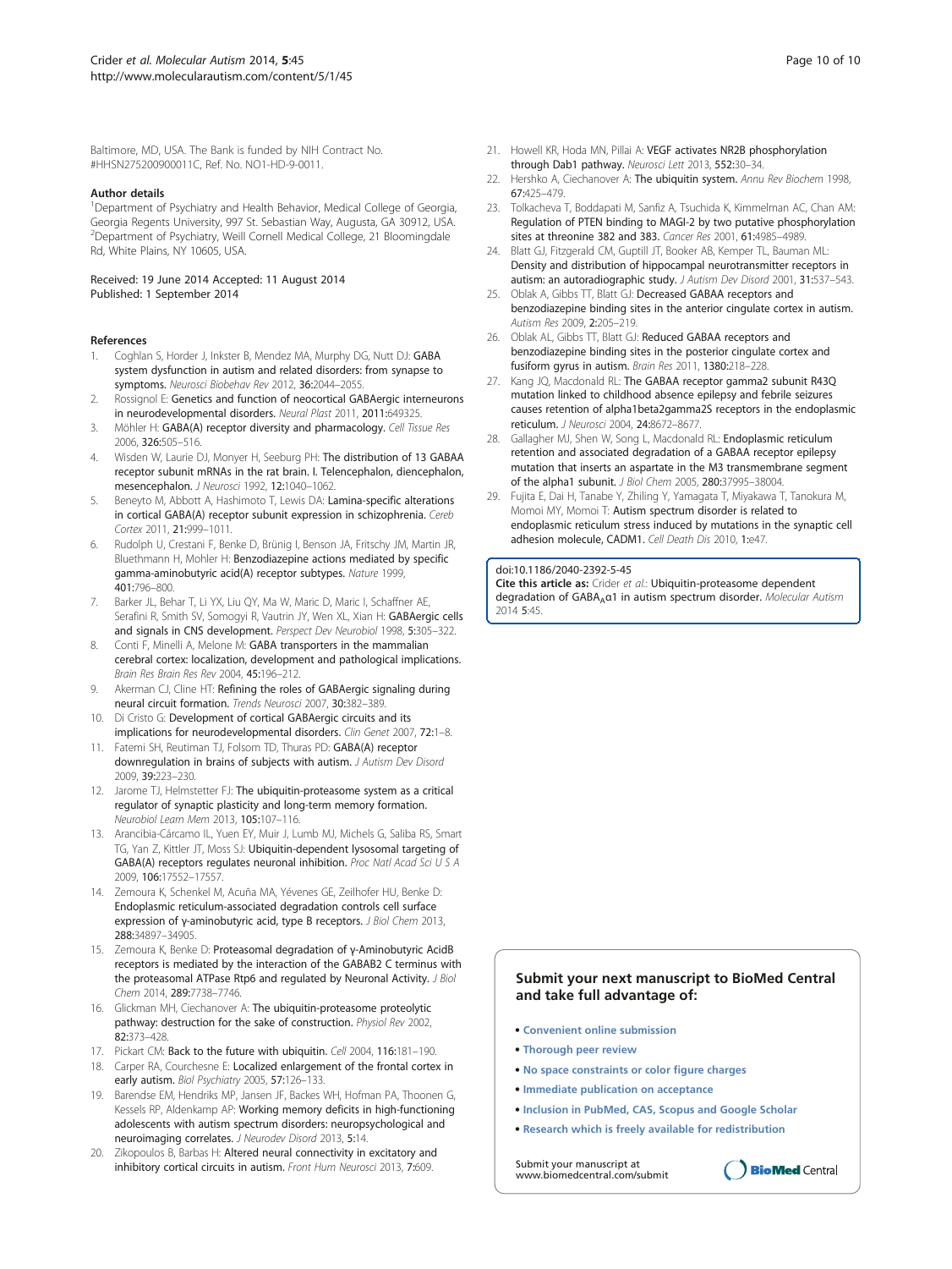Baltimore, MD, USA. The Bank is funded by NIH Contract No. #HHSN275200900011C, Ref. No. NO1-HD-9-0011.

#### Author details

[1]Department of Psychiatry and Health Behavior, Medical College of Georgia, Georgia Regents University, 997 St. Sebastian Way, Augusta, GA 30912, USA. [2]Department of Psychiatry, Weill Cornell Medical College, 21 Bloomingdale Rd, White Plains, NY 10605, USA.

Received: 19 June 2014 Accepted: 11 August 2014
Published: 1 September 2014

#### References

1. Coghlan S, Horder J, Inkster B, Mendez MA, Murphy DG, Nutt DJ: **GABA system dysfunction in autism and related disorders: from synapse to symptoms.** *Neurosci Biobehav Rev* 2012, **36:**2044–2055.
2. Rossignol E: **Genetics and function of neocortical GABAergic interneurons in neurodevelopmental disorders.** *Neural Plast* 2011, **2011:**649325.
3. Möhler H: **GABA(A) receptor diversity and pharmacology.** *Cell Tissue Res* 2006, **326:**505–516.
4. Wisden W, Laurie DJ, Monyer H, Seeburg PH: **The distribution of 13 GABAA receptor subunit mRNAs in the rat brain. I. Telencephalon, diencephalon, mesencephalon.** *J Neurosci* 1992, **12:**1040–1062.
5. Beneyto M, Abbott A, Hashimoto T, Lewis DA: **Lamina-specific alterations in cortical GABA(A) receptor subunit expression in schizophrenia.** *Cereb Cortex* 2011, **21:**999–1011.
6. Rudolph U, Crestani F, Benke D, Brünig I, Benson JA, Fritschy JM, Martin JR, Bluethmann H, Mohler H: **Benzodiazepine actions mediated by specific gamma-aminobutyric acid(A) receptor subtypes.** *Nature* 1999, **401:**796–800.
7. Barker JL, Behar T, Li YX, Liu QY, Ma W, Maric D, Maric I, Schaffner AE, Serafini R, Smith SV, Somogyi R, Vautrin JY, Wen XL, Xian H: **GABAergic cells and signals in CNS development.** *Perspect Dev Neurobiol* 1998, **5:**305–322.
8. Conti F, Minelli A, Melone M: **GABA transporters in the mammalian cerebral cortex: localization, development and pathological implications.** *Brain Res Brain Res Rev* 2004, **45:**196–212.
9. Akerman CJ, Cline HT: **Refining the roles of GABAergic signaling during neural circuit formation.** *Trends Neurosci* 2007, **30:**382–389.
10. Di Cristo G: **Development of cortical GABAergic circuits and its implications for neurodevelopmental disorders.** *Clin Genet* 2007, **72:**1–8.
11. Fatemi SH, Reutiman TJ, Folsom TD, Thuras PD: **GABA(A) receptor downregulation in brains of subjects with autism.** *J Autism Dev Disord* 2009, **39:**223–230.
12. Jarome TJ, Helmstetter FJ: **The ubiquitin-proteasome system as a critical regulator of synaptic plasticity and long-term memory formation.** *Neurobiol Learn Mem* 2013, **105:**107–116.
13. Arancibia-Cárcamo IL, Yuen EY, Muir J, Lumb MJ, Michels G, Saliba RS, Smart TG, Yan Z, Kittler JT, Moss SJ: **Ubiquitin-dependent lysosomal targeting of GABA(A) receptors regulates neuronal inhibition.** *Proc Natl Acad Sci U S A* 2009, **106:**17552–17557.
14. Zemoura K, Schenkel M, Acuña MA, Yévenes GE, Zeilhofer HU, Benke D: **Endoplasmic reticulum-associated degradation controls cell surface expression of γ-aminobutyric acid, type B receptors.** *J Biol Chem* 2013, **288:**34897–34905.
15. Zemoura K, Benke D: **Proteasomal degradation of γ-Aminobutyric AcidB receptors is mediated by the interaction of the GABAB2 C terminus with the proteasomal ATPase Rtp6 and regulated by Neuronal Activity.** *J Biol Chem* 2014, **289:**7738–7746.
16. Glickman MH, Ciechanover A: **The ubiquitin-proteasome proteolytic pathway: destruction for the sake of construction.** *Physiol Rev* 2002, **82:**373–428.
17. Pickart CM: **Back to the future with ubiquitin.** *Cell* 2004, **116:**181–190.
18. Carper RA, Courchesne E: **Localized enlargement of the frontal cortex in early autism.** *Biol Psychiatry* 2005, **57:**126–133.
19. Barendse EM, Hendriks MP, Jansen JF, Backes WH, Hofman PA, Thoonen G, Kessels RP, Aldenkamp AP: **Working memory deficits in high-functioning adolescents with autism spectrum disorders: neuropsychological and neuroimaging correlates.** *J Neurodev Disord* 2013, **5:**14.
20. Zikopoulos B, Barbas H: **Altered neural connectivity in excitatory and inhibitory cortical circuits in autism.** *Front Hum Neurosci* 2013, **7:**609.
21. Howell KR, Hoda MN, Pillai A: **VEGF activates NR2B phosphorylation through Dab1 pathway.** *Neurosci Lett* 2013, **552:**30–34.
22. Hershko A, Ciechanover A: **The ubiquitin system.** *Annu Rev Biochem* 1998, **67:**425–479.
23. Tolkacheva T, Boddapati M, Sanfiz A, Tsuchida K, Kimmelman AC, Chan AM: **Regulation of PTEN binding to MAGI-2 by two putative phosphorylation sites at threonine 382 and 383.** *Cancer Res* 2001, **61:**4985–4989.
24. Blatt GJ, Fitzgerald CM, Guptill JT, Booker AB, Kemper TL, Bauman ML: **Density and distribution of hippocampal neurotransmitter receptors in autism: an autoradiographic study.** *J Autism Dev Disord* 2001, **31:**537–543.
25. Oblak A, Gibbs TT, Blatt GJ: **Decreased GABAA receptors and benzodiazepine binding sites in the anterior cingulate cortex in autism.** *Autism Res* 2009, **2:**205–219.
26. Oblak AL, Gibbs TT, Blatt GJ: **Reduced GABAA receptors and benzodiazepine binding sites in the posterior cingulate cortex and fusiform gyrus in autism.** *Brain Res* 2011, **1380:**218–228.
27. Kang JQ, Macdonald RL: **The GABAA receptor gamma2 subunit R43Q mutation linked to childhood absence epilepsy and febrile seizures causes retention of alpha1beta2gamma2S receptors in the endoplasmic reticulum.** *J Neurosci* 2004, **24:**8672–8677.
28. Gallagher MJ, Shen W, Song L, Macdonald RL: **Endoplasmic reticulum retention and associated degradation of a GABAA receptor epilepsy mutation that inserts an aspartate in the M3 transmembrane segment of the alpha1 subunit.** *J Biol Chem* 2005, **280:**37995–38004.
29. Fujita E, Dai H, Tanabe Y, Zhiling Y, Yamagata T, Miyakawa T, Tanokura M, Momoi MY, Momoi T: **Autism spectrum disorder is related to endoplasmic reticulum stress induced by mutations in the synaptic cell adhesion molecule, CADM1.** *Cell Death Dis* 2010, **1:**e47.

doi:10.1186/2040-2392-5-45
**Cite this article as:** Crider *et al.*: Ubiquitin-proteasome dependent degradation of $GABA_A$α1 in autism spectrum disorder. *Molecular Autism* 2014 **5**:45.

**Submit your next manuscript to BioMed Central and take full advantage of:**

- **Convenient online submission**
- **Thorough peer review**
- **No space constraints or color figure charges**
- **Immediate publication on acceptance**
- **Inclusion in PubMed, CAS, Scopus and Google Scholar**
- **Research which is freely available for redistribution**

Submit your manuscript at
www.biomedcentral.com/submit